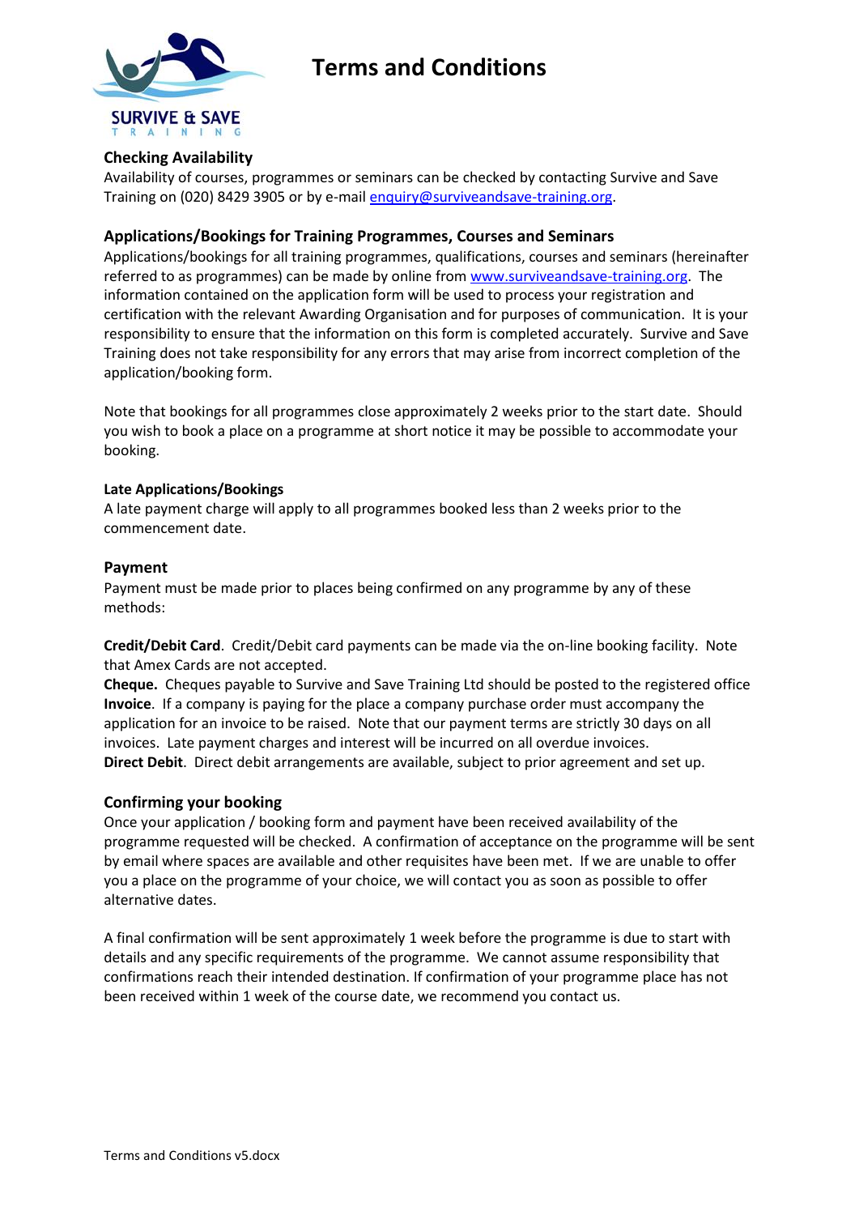# Terms and Conditions

SURVIVE & SAVE
TRAINING

## Checking Availability

Availability of courses, programmes or seminars can be checked by contacting Survive and Save Training on (020) 8429 3905 or by e-mail enquiry@surviveandsave-training.org.

## Applications/Bookings for Training Programmes, Courses and Seminars

Applications/bookings for all training programmes, qualifications, courses and seminars (hereinafter referred to as programmes) can be made by online from www.surviveandsave-training.org. The information contained on the application form will be used to process your registration and certification with the relevant Awarding Organisation and for purposes of communication. It is your responsibility to ensure that the information on this form is completed accurately. Survive and Save Training does not take responsibility for any errors that may arise from incorrect completion of the application/booking form.

Note that bookings for all programmes close approximately 2 weeks prior to the start date. Should you wish to book a place on a programme at short notice it may be possible to accommodate your booking.

### Late Applications/Bookings

A late payment charge will apply to all programmes booked less than 2 weeks prior to the commencement date.

## Payment

Payment must be made prior to places being confirmed on any programme by any of these methods:

**Credit/Debit Card**. Credit/Debit card payments can be made via the on-line booking facility. Note that Amex Cards are not accepted.
**Cheque.** Cheques payable to Survive and Save Training Ltd should be posted to the registered office
**Invoice**. If a company is paying for the place a company purchase order must accompany the application for an invoice to be raised. Note that our payment terms are strictly 30 days on all invoices. Late payment charges and interest will be incurred on all overdue invoices.
**Direct Debit**. Direct debit arrangements are available, subject to prior agreement and set up.

## Confirming your booking

Once your application / booking form and payment have been received availability of the programme requested will be checked. A confirmation of acceptance on the programme will be sent by email where spaces are available and other requisites have been met. If we are unable to offer you a place on the programme of your choice, we will contact you as soon as possible to offer alternative dates.

A final confirmation will be sent approximately 1 week before the programme is due to start with details and any specific requirements of the programme. We cannot assume responsibility that confirmations reach their intended destination. If confirmation of your programme place has not been received within 1 week of the course date, we recommend you contact us.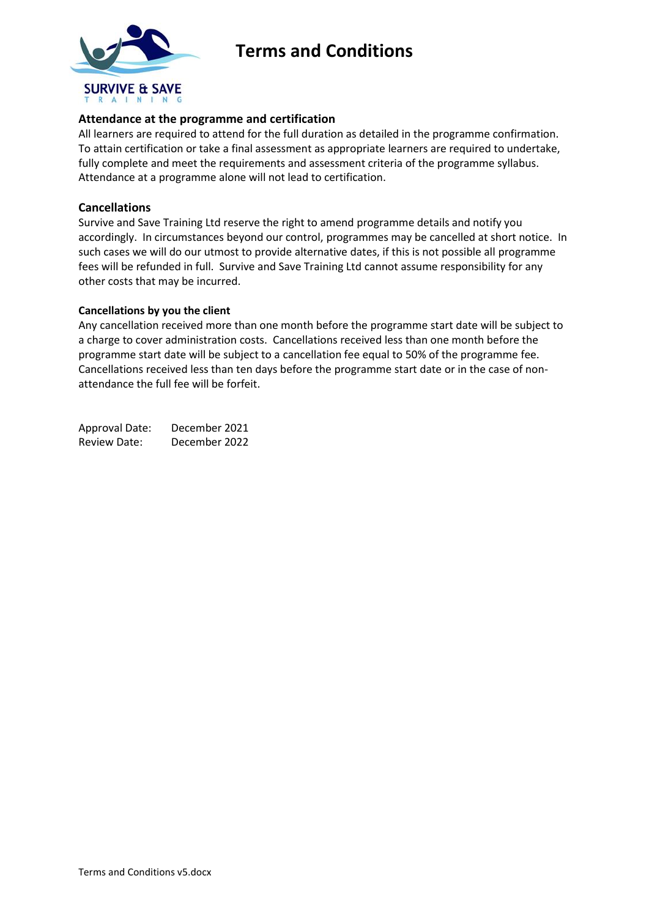# Terms and Conditions

SURVIVE & SAVE TRAINING

## Attendance at the programme and certification

All learners are required to attend for the full duration as detailed in the programme confirmation. To attain certification or take a final assessment as appropriate learners are required to undertake, fully complete and meet the requirements and assessment criteria of the programme syllabus. Attendance at a programme alone will not lead to certification.

## Cancellations

Survive and Save Training Ltd reserve the right to amend programme details and notify you accordingly. In circumstances beyond our control, programmes may be cancelled at short notice. In such cases we will do our utmost to provide alternative dates, if this is not possible all programme fees will be refunded in full. Survive and Save Training Ltd cannot assume responsibility for any other costs that may be incurred.

### Cancellations by you the client

Any cancellation received more than one month before the programme start date will be subject to a charge to cover administration costs. Cancellations received less than one month before the programme start date will be subject to a cancellation fee equal to 50% of the programme fee. Cancellations received less than ten days before the programme start date or in the case of non-attendance the full fee will be forfeit.

Approval Date: December 2021
Review Date: December 2022